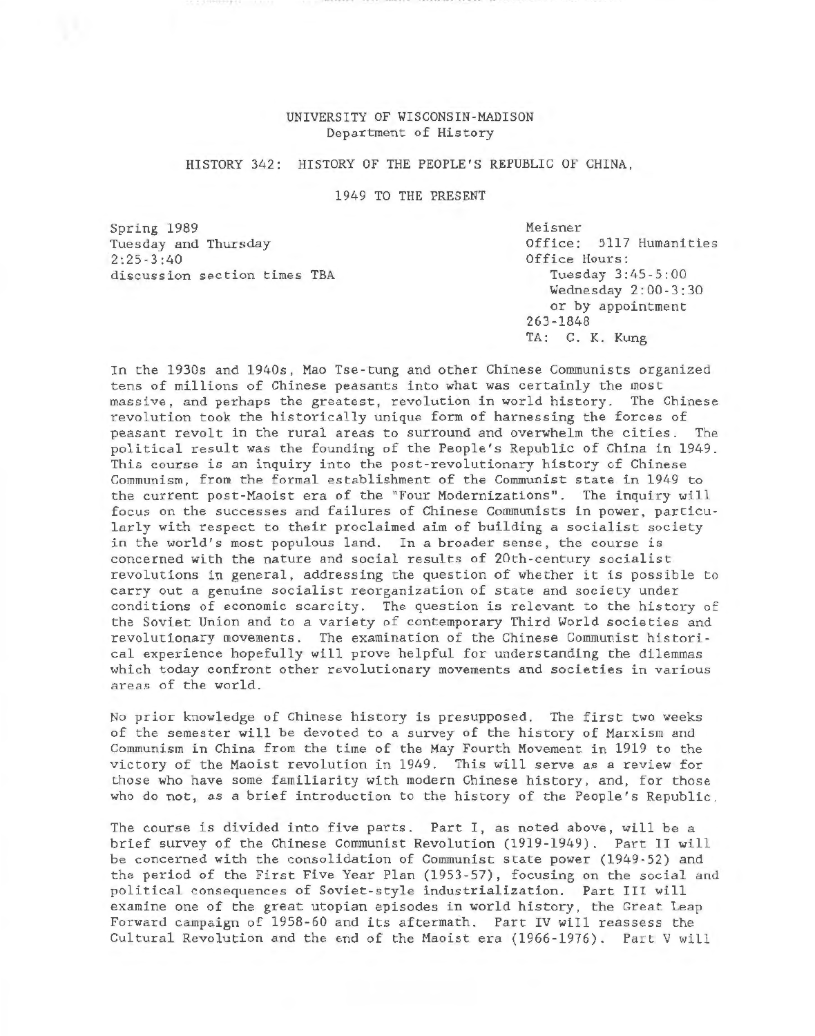UNIVERSITY OF WISCONSIN-MADISON
Department of History

# HISTORY 342: HISTORY OF THE PEOPLE'S REPUBLIC OF CHINA, 1949 TO THE PRESENT

Spring 1989
Tuesday and Thursday
2:25-3:40
discussion section times TBA

Meisner
Office: 5117 Humanities
Office Hours:
Tuesday 3:45-5:00
Wednesday 2:00-3:30
or by appointment
263-1848
TA: C. K. Kung

In the 1930s and 1940s, Mao Tse-tung and other Chinese Communists organized tens of millions of Chinese peasants into what was certainly the most massive, and perhaps the greatest, revolution in world history. The Chinese revolution took the historically unique form of harnessing the forces of peasant revolt in the rural areas to surround and overwhelm the cities. The political result was the founding of the People's Republic of China in 1949. This course is an inquiry into the post-revolutionary history of Chinese Communism, from the formal establishment of the Communist state in 1949 to the current post-Maoist era of the "Four Modernizations". The inquiry will focus on the successes and failures of Chinese Communists in power, particularly with respect to their proclaimed aim of building a socialist society in the world's most populous land. In a broader sense, the course is concerned with the nature and social results of 20th-century socialist revolutions in general, addressing the question of whether it is possible to carry out a genuine socialist reorganization of state and society under conditions of economic scarcity. The question is relevant to the history of the Soviet Union and to a variety of contemporary Third World societies and revolutionary movements. The examination of the Chinese Communist historical experience hopefully will prove helpful for understanding the dilemmas which today confront other revolutionary movements and societies in various areas of the world.

No prior knowledge of Chinese history is presupposed. The first two weeks of the semester will be devoted to a survey of the history of Marxism and Communism in China from the time of the May Fourth Movement in 1919 to the victory of the Maoist revolution in 1949. This will serve as a review for those who have some familiarity with modern Chinese history, and, for those who do not, as a brief introduction to the history of the People's Republic.

The course is divided into five parts. Part I, as noted above, will be a brief survey of the Chinese Communist Revolution (1919-1949). Part II will be concerned with the consolidation of Communist state power (1949-52) and the period of the First Five Year Plan (1953-57), focusing on the social and political consequences of Soviet-style industrialization. Part III will examine one of the great utopian episodes in world history, the Great Leap Forward campaign of 1958-60 and its aftermath. Part IV will reassess the Cultural Revolution and the end of the Maoist era (1966-1976). Part V will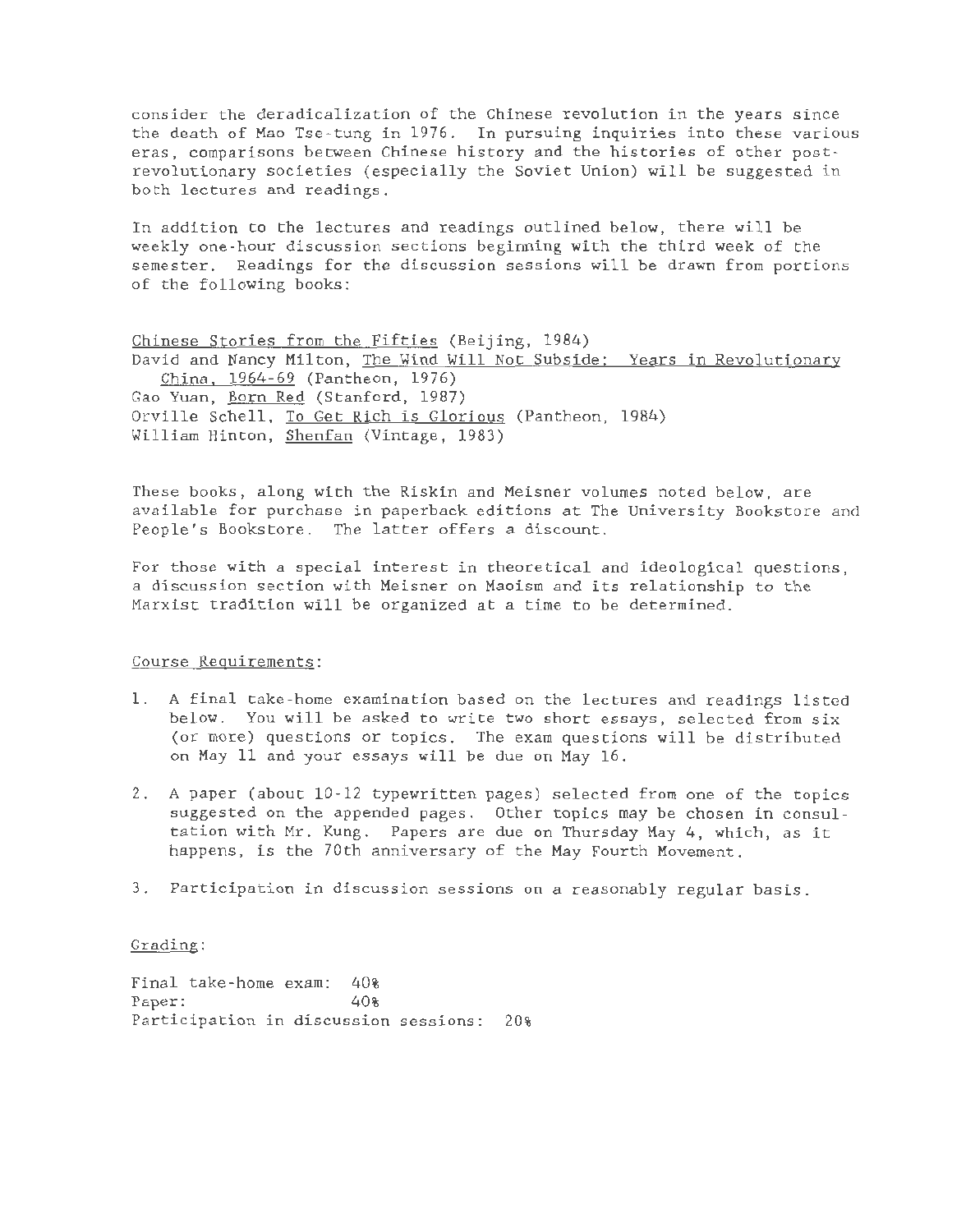consider the deradicalization of the Chinese revolution in the years since the death of Mao Tse-tung in 1976. In pursuing inquiries into these various eras, comparisons between Chinese history and the histories of other post-revolutionary societies (especially the Soviet Union) will be suggested in both lectures and readings.

In addition to the lectures and readings outlined below, there will be weekly one-hour discussion sections beginning with the third week of the semester. Readings for the discussion sessions will be drawn from portions of the following books:

Chinese Stories from the Fifties (Beijing, 1984)
David and Nancy Milton, The Wind Will Not Subside: Years in Revolutionary China, 1964-69 (Pantheon, 1976)
Gao Yuan, Born Red (Stanford, 1987)
Orville Schell, To Get Rich is Glorious (Pantheon, 1984)
William Hinton, Shenfan (Vintage, 1983)

These books, along with the Riskin and Meisner volumes noted below, are available for purchase in paperback editions at The University Bookstore and People's Bookstore. The latter offers a discount.

For those with a special interest in theoretical and ideological questions, a discussion section with Meisner on Maoism and its relationship to the Marxist tradition will be organized at a time to be determined.

Course Requirements:

1. A final take-home examination based on the lectures and readings listed below. You will be asked to write two short essays, selected from six (or more) questions or topics. The exam questions will be distributed on May 11 and your essays will be due on May 16.

2. A paper (about 10-12 typewritten pages) selected from one of the topics suggested on the appended pages. Other topics may be chosen in consultation with Mr. Kung. Papers are due on Thursday May 4, which, as it happens, is the 70th anniversary of the May Fourth Movement.

3. Participation in discussion sessions on a reasonably regular basis.

Grading:

Final take-home exam: 40%
Paper: 40%
Participation in discussion sessions: 20%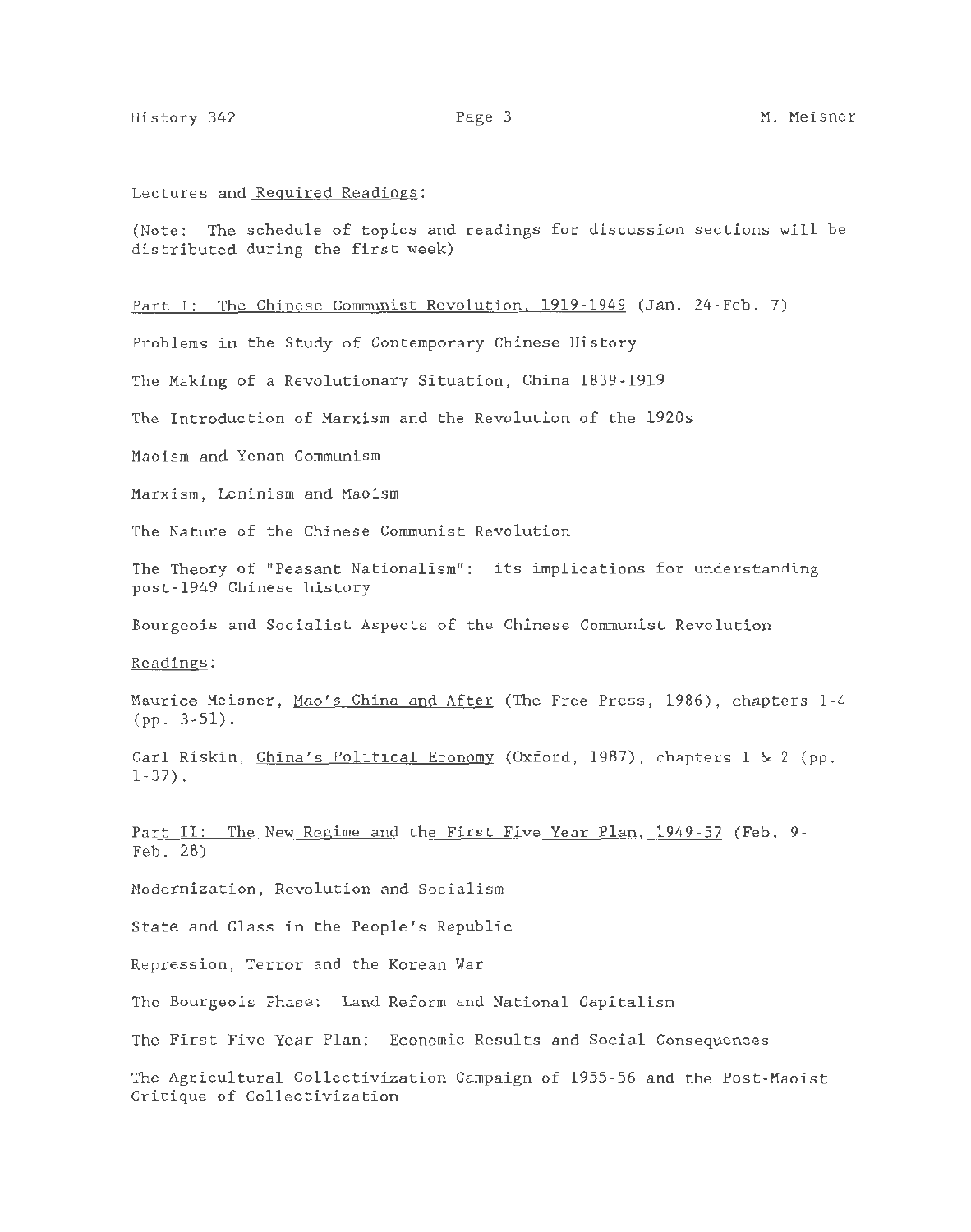Lectures and Required Readings:

(Note: The schedule of topics and readings for discussion sections will be distributed during the first week)

Part I: The Chinese Communist Revolution, 1919-1949 (Jan. 24-Feb. 7)

Problems in the Study of Contemporary Chinese History

The Making of a Revolutionary Situation, China 1839-1919

The Introduction of Marxism and the Revolution of the 1920s

Maoism and Yenan Communism

Marxism, Leninism and Maoism

The Nature of the Chinese Communist Revolution

The Theory of "Peasant Nationalism": its implications for understanding post-1949 Chinese history

Bourgeois and Socialist Aspects of the Chinese Communist Revolution

Readings:

Maurice Meisner, Mao's China and After (The Free Press, 1986), chapters 1-4 (pp. 3-51).

Carl Riskin, China's Political Economy (Oxford, 1987), chapters 1 & 2 (pp. 1-37).

Part II: The New Regime and the First Five Year Plan, 1949-57 (Feb. 9-Feb. 28)

Modernization, Revolution and Socialism

State and Class in the People's Republic

Repression, Terror and the Korean War

The Bourgeois Phase: Land Reform and National Capitalism

The First Five Year Plan: Economic Results and Social Consequences

The Agricultural Collectivization Campaign of 1955-56 and the Post-Maoist Critique of Collectivization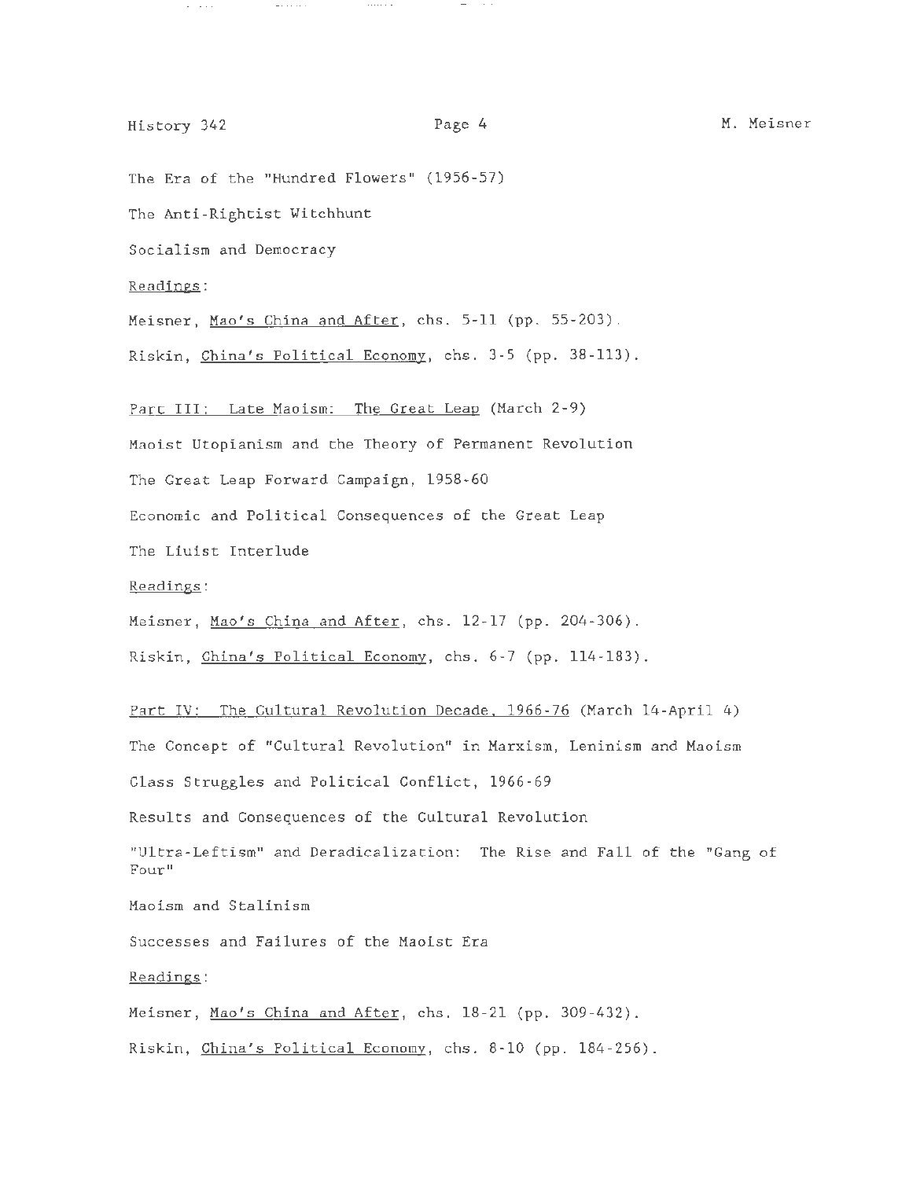The Era of the "Hundred Flowers" (1956-57)

The Anti-Rightist Witchhunt

Socialism and Democracy

Readings:

Meisner, Mao's China and After, chs. 5-11 (pp. 55-203).

Riskin, China's Political Economy, chs. 3-5 (pp. 38-113).

Part III: Late Maoism: The Great Leap (March 2-9)

Maoist Utopianism and the Theory of Permanent Revolution

The Great Leap Forward Campaign, 1958-60

Economic and Political Consequences of the Great Leap

The Liuist Interlude

Readings:

Meisner, Mao's China and After, chs. 12-17 (pp. 204-306).

Riskin, China's Political Economy, chs. 6-7 (pp. 114-183).

Part IV: The Cultural Revolution Decade, 1966-76 (March 14-April 4)

The Concept of "Cultural Revolution" in Marxism, Leninism and Maoism

Class Struggles and Political Conflict, 1966-69

Results and Consequences of the Cultural Revolution

"Ultra-Leftism" and Deradicalization: The Rise and Fall of the "Gang of Four"

Maoism and Stalinism

Successes and Failures of the Maoist Era

Readings:

Meisner, Mao's China and After, chs. 18-21 (pp. 309-432).

Riskin, China's Political Economy, chs. 8-10 (pp. 184-256).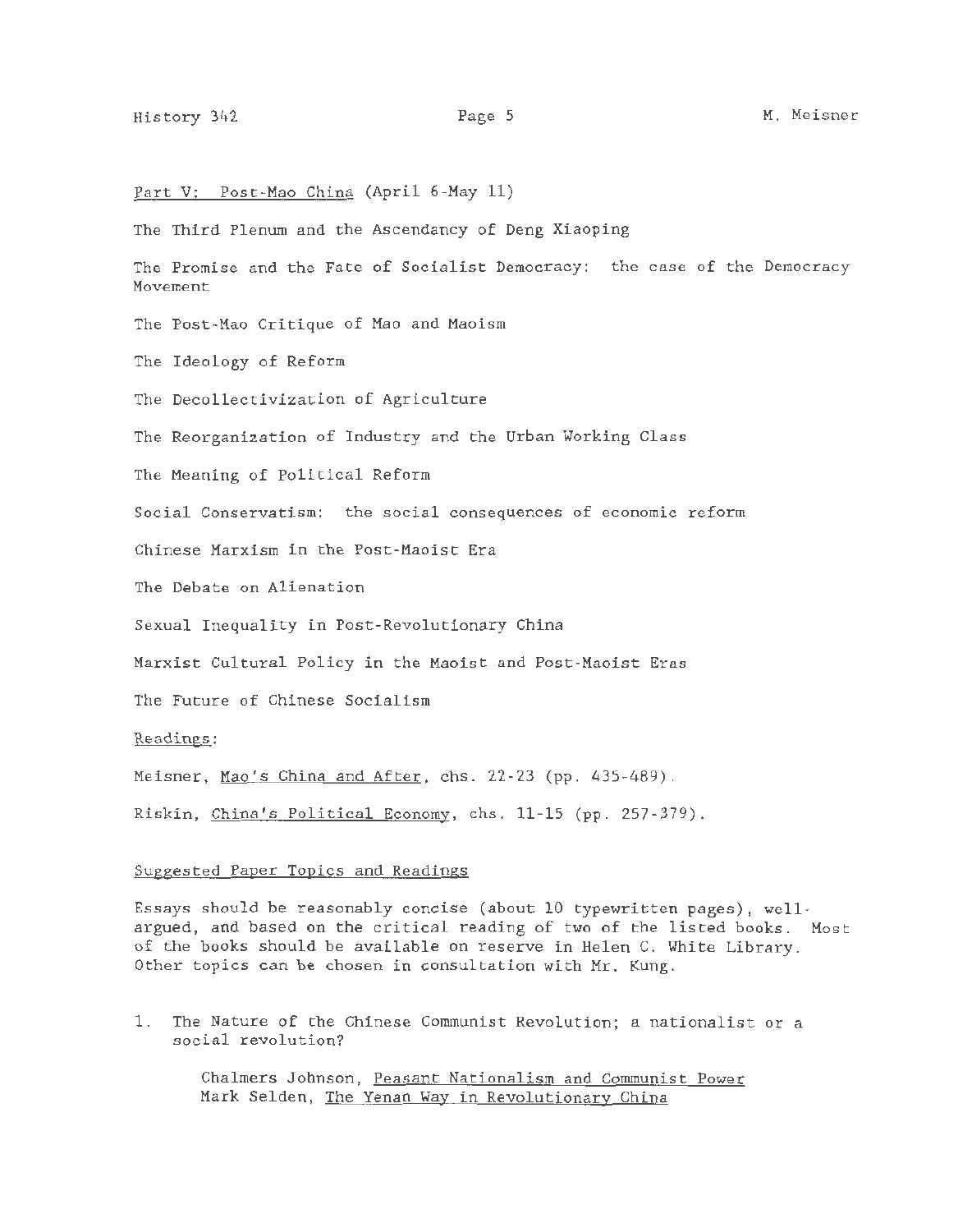Part V: Post-Mao China (April 6-May 11)

The Third Plenum and the Ascendancy of Deng Xiaoping

The Promise and the Fate of Socialist Democracy: the case of the Democracy Movement

The Post-Mao Critique of Mao and Maoism

The Ideology of Reform

The Decollectivization of Agriculture

The Reorganization of Industry and the Urban Working Class

The Meaning of Political Reform

Social Conservatism: the social consequences of economic reform

Chinese Marxism in the Post-Maoist Era

The Debate on Alienation

Sexual Inequality in Post-Revolutionary China

Marxist Cultural Policy in the Maoist and Post-Maoist Eras

The Future of Chinese Socialism

Readings:

Meisner, Mao's China and After, chs. 22-23 (pp. 435-489).

Riskin, China's Political Economy, chs. 11-15 (pp. 257-379).

Suggested Paper Topics and Readings

Essays should be reasonably concise (about 10 typewritten pages), well-argued, and based on the critical reading of two of the listed books. Most of the books should be available on reserve in Helen C. White Library. Other topics can be chosen in consultation with Mr. Kung.

1. The Nature of the Chinese Communist Revolution; a nationalist or a social revolution?

   Chalmers Johnson, Peasant Nationalism and Communist Power
   Mark Selden, The Yenan Way in Revolutionary China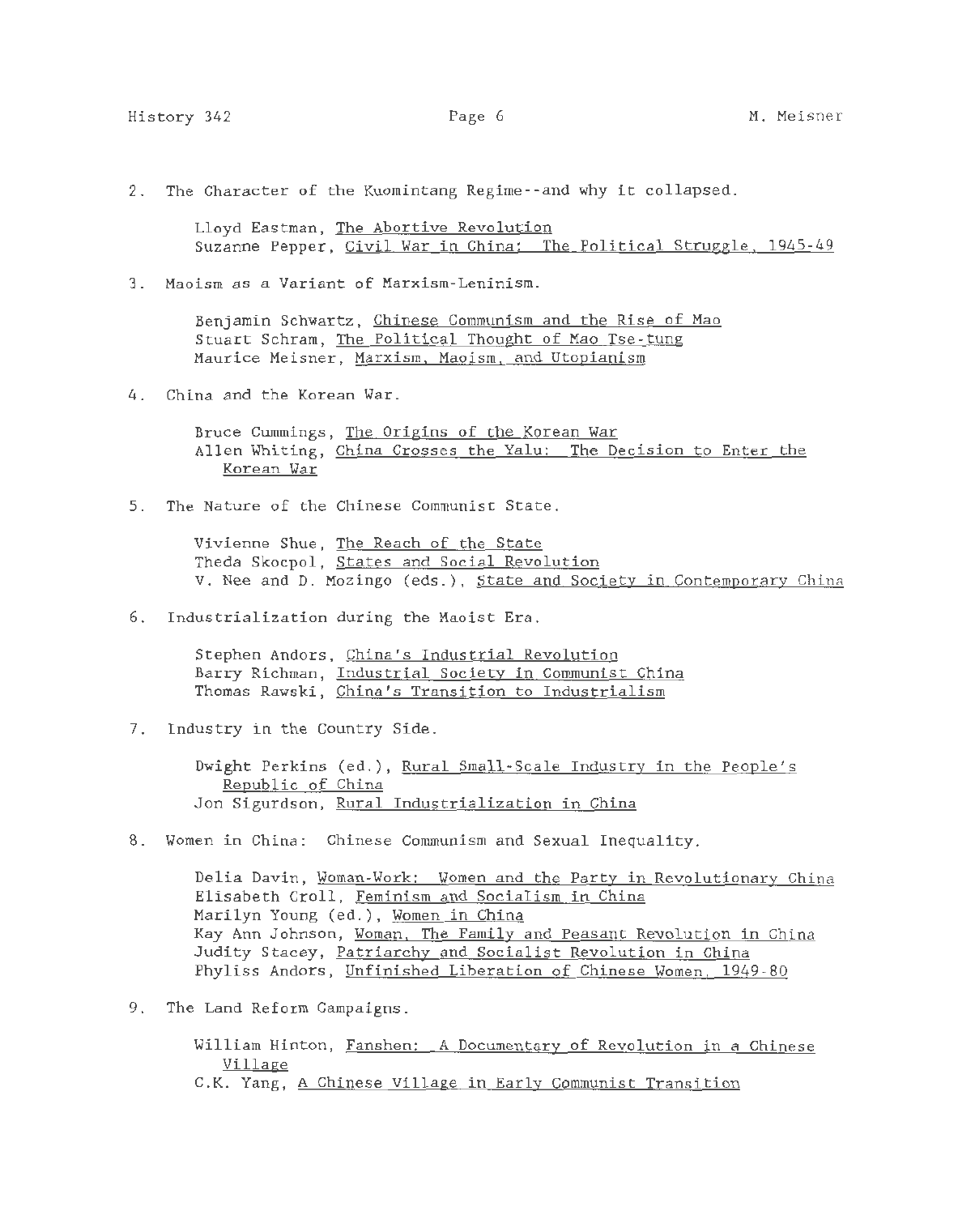2. The Character of the Kuomintang Regime--and why it collapsed.

    Lloyd Eastman, _The Abortive Revolution_
    Suzanne Pepper, _Civil War in China: The Political Struggle, 1945-49_

3. Maoism as a Variant of Marxism-Leninism.

    Benjamin Schwartz, _Chinese Communism and the Rise of Mao_
    Stuart Schram, _The Political Thought of Mao Tse-tung_
    Maurice Meisner, _Marxism, Maoism, and Utopianism_

4. China and the Korean War.

    Bruce Cummings, _The Origins of the Korean War_
    Allen Whiting, _China Crosses the Yalu: The Decision to Enter the Korean War_

5. The Nature of the Chinese Communist State.

    Vivienne Shue, _The Reach of the State_
    Theda Skocpol, _States and Social Revolution_
    V. Nee and D. Mozingo (eds.), _State and Society in Contemporary China_

6. Industrialization during the Maoist Era.

    Stephen Andors, _China's Industrial Revolution_
    Barry Richman, _Industrial Society in Communist China_
    Thomas Rawski, _China's Transition to Industrialism_

7. Industry in the Country Side.

    Dwight Perkins (ed.), _Rural Small-Scale Industry in the People's Republic of China_
    Jon Sigurdson, _Rural Industrialization in China_

8. Women in China: Chinese Communism and Sexual Inequality.

    Delia Davin, _Woman-Work: Women and the Party in Revolutionary China_
    Elisabeth Croll, _Feminism and Socialism in China_
    Marilyn Young (ed.), _Women in China_
    Kay Ann Johnson, _Woman, The Family and Peasant Revolution in China_
    Judity Stacey, _Patriarchy and Socialist Revolution in China_
    Phyliss Andors, _Unfinished Liberation of Chinese Women, 1949-80_

9. The Land Reform Campaigns.

    William Hinton, _Fanshen: A Documentary of Revolution in a Chinese Village_
    C.K. Yang, _A Chinese Village in Early Communist Transition_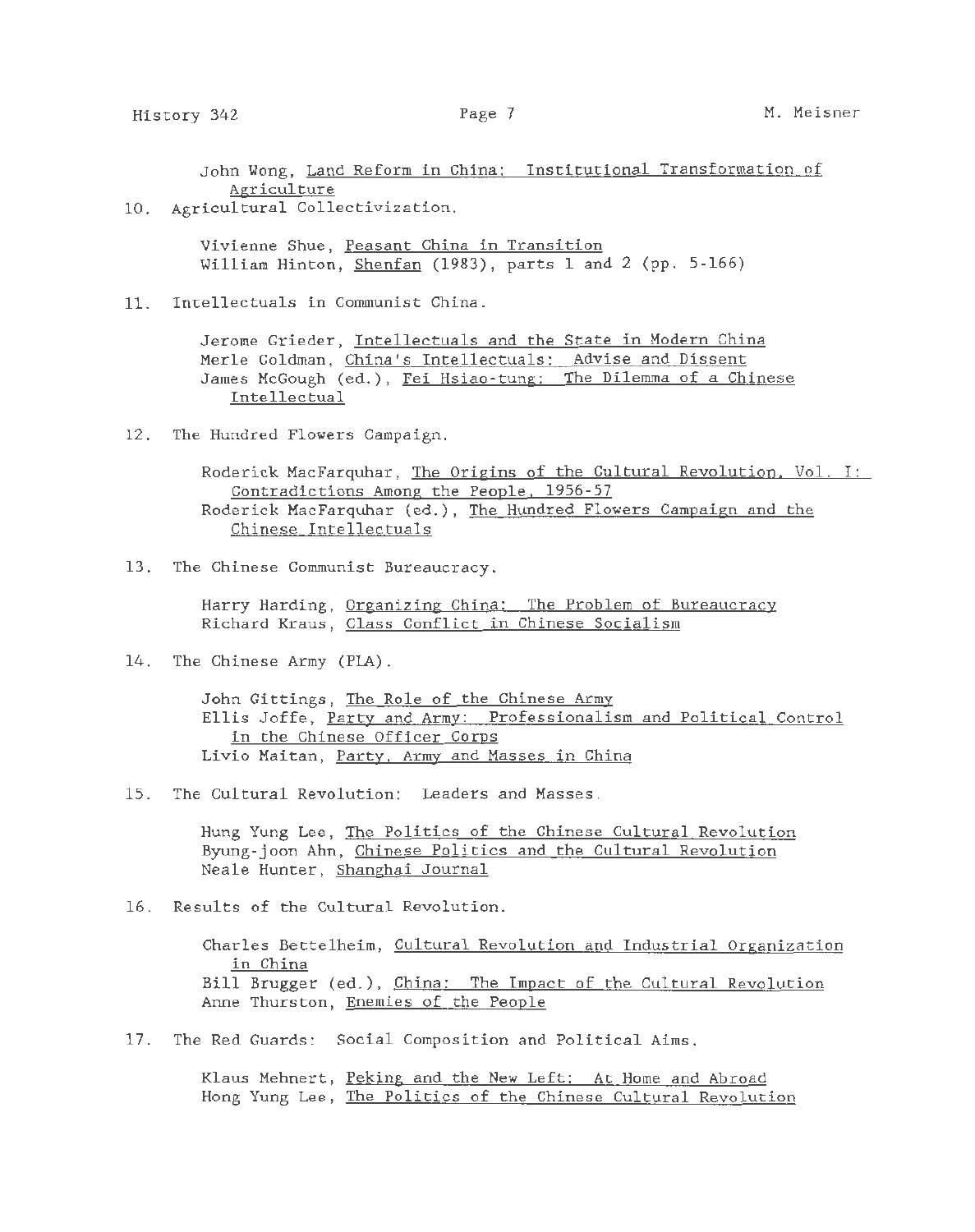John Wong, Land Reform in China: Institutional Transformation of Agriculture

10. Agricultural Collectivization.

    Vivienne Shue, Peasant China in Transition
    William Hinton, Shenfan (1983), parts 1 and 2 (pp. 5-166)

11. Intellectuals in Communist China.

    Jerome Grieder, Intellectuals and the State in Modern China
    Merle Goldman, China's Intellectuals: Advise and Dissent
    James McGough (ed.), Fei Hsiao-tung: The Dilemma of a Chinese Intellectual

12. The Hundred Flowers Campaign.

    Roderick MacFarquhar, The Origins of the Cultural Revolution, Vol. I: Contradictions Among the People, 1956-57
    Roderick MacFarquhar (ed.), The Hundred Flowers Campaign and the Chinese Intellectuals

13. The Chinese Communist Bureaucracy.

    Harry Harding, Organizing China: The Problem of Bureaucracy
    Richard Kraus, Class Conflict in Chinese Socialism

14. The Chinese Army (PLA).

    John Gittings, The Role of the Chinese Army
    Ellis Joffe, Party and Army: Professionalism and Political Control in the Chinese Officer Corps
    Livio Maitan, Party, Army and Masses in China

15. The Cultural Revolution: Leaders and Masses.

    Hung Yung Lee, The Politics of the Chinese Cultural Revolution
    Byung-joon Ahn, Chinese Politics and the Cultural Revolution
    Neale Hunter, Shanghai Journal

16. Results of the Cultural Revolution.

    Charles Bettelheim, Cultural Revolution and Industrial Organization in China
    Bill Brugger (ed.), China: The Impact of the Cultural Revolution
    Anne Thurston, Enemies of the People

17. The Red Guards: Social Composition and Political Aims.

    Klaus Mehnert, Peking and the New Left: At Home and Abroad
    Hong Yung Lee, The Politics of the Chinese Cultural Revolution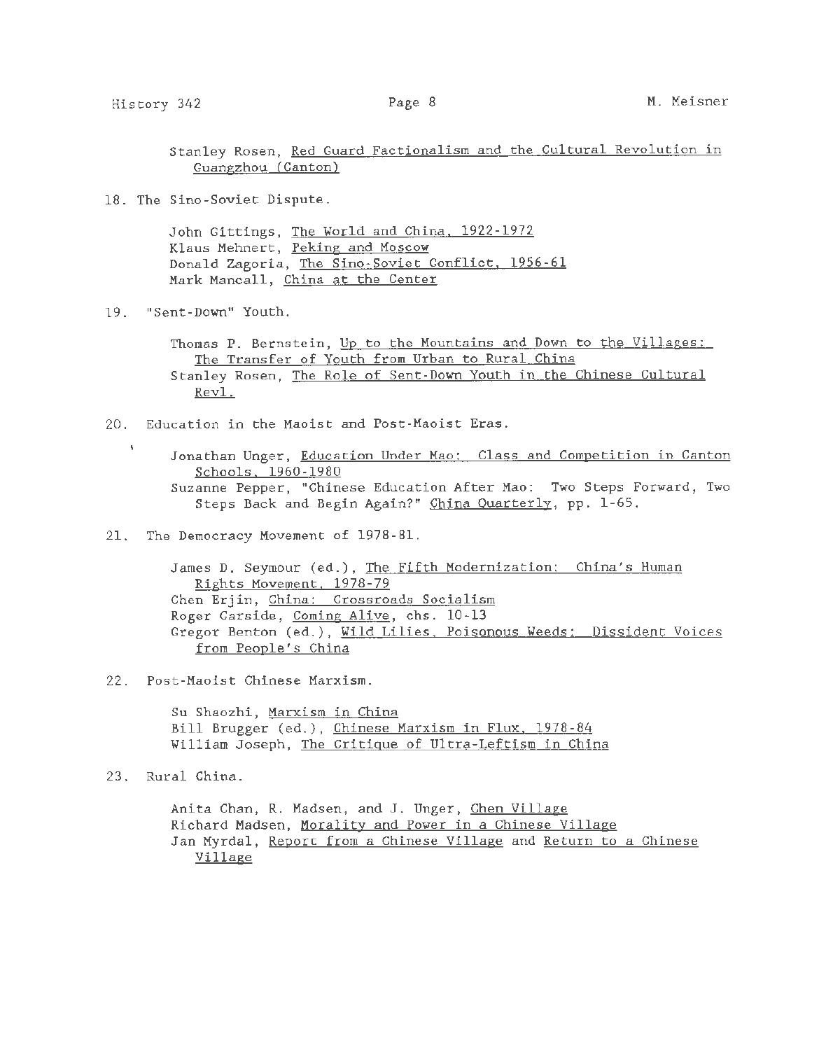Stanley Rosen, Red Guard Factionalism and the Cultural Revolution in Guangzhou (Canton)

18. The Sino-Soviet Dispute.

    John Gittings, The World and China, 1922-1972
    Klaus Mehnert, Peking and Moscow
    Donald Zagoria, The Sino-Soviet Conflict, 1956-61
    Mark Mancall, China at the Center

19. "Sent-Down" Youth.

    Thomas P. Bernstein, Up to the Mountains and Down to the Villages: The Transfer of Youth from Urban to Rural China
    Stanley Rosen, The Role of Sent-Down Youth in the Chinese Cultural Revl.

20. Education in the Maoist and Post-Maoist Eras.

    Jonathan Unger, Education Under Mao: Class and Competition in Canton Schools, 1960-1980
    Suzanne Pepper, "Chinese Education After Mao: Two Steps Forward, Two Steps Back and Begin Again?" China Quarterly, pp. 1-65.

21. The Democracy Movement of 1978-81.

    James D. Seymour (ed.), The Fifth Modernization: China's Human Rights Movement, 1978-79
    Chen Erjin, China: Crossroads Socialism
    Roger Garside, Coming Alive, chs. 10-13
    Gregor Benton (ed.), Wild Lilies, Poisonous Weeds: Dissident Voices from People's China

22. Post-Maoist Chinese Marxism.

    Su Shaozhi, Marxism in China
    Bill Brugger (ed.), Chinese Marxism in Flux, 1978-84
    William Joseph, The Critique of Ultra-Leftism in China

23. Rural China.

    Anita Chan, R. Madsen, and J. Unger, Chen Village
    Richard Madsen, Morality and Power in a Chinese Village
    Jan Myrdal, Report from a Chinese Village and Return to a Chinese Village